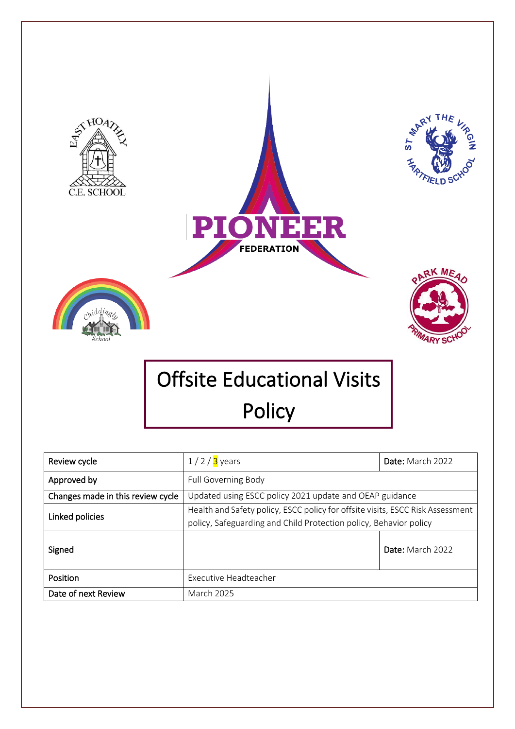# Offsite Educational Visits Policy

| Review cycle | 1 / 2 / 3 years | **Date:** March 2022 |
|---|---|---|
| Approved by | Full Governing Body | |
| Changes made in this review cycle | Updated using ESCC policy 2021 update and OEAP guidance | |
| Linked policies | Health and Safety policy, ESCC policy for offsite visits, ESCC Risk Assessment policy, Safeguarding and Child Protection policy, Behavior policy | |
| Signed | | **Date:** March 2022 |
| Position | Executive Headteacher | |
| Date of next Review | March 2025 | |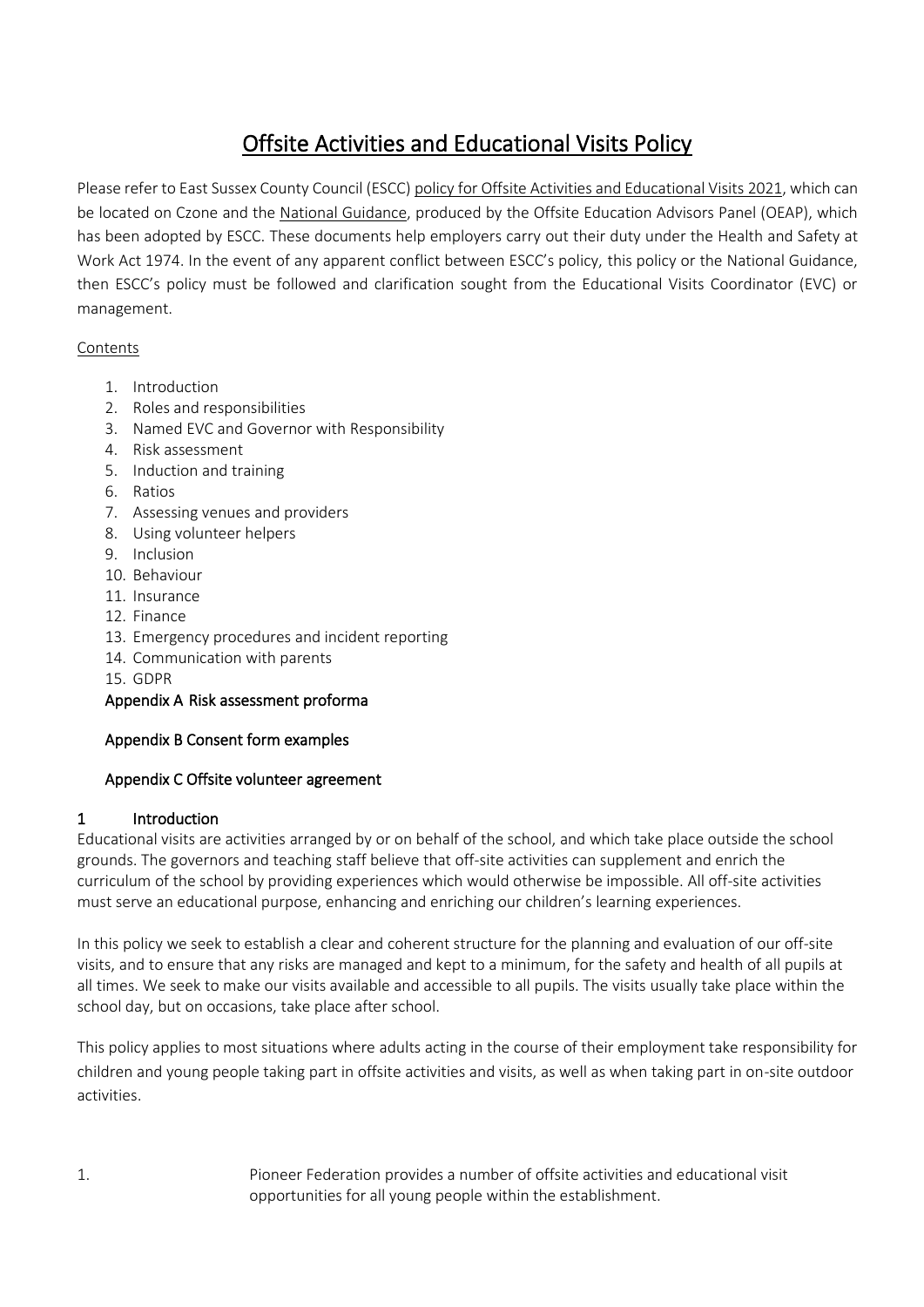# Offsite Activities and Educational Visits Policy

Please refer to East Sussex County Council (ESCC) policy for Offsite Activities and Educational Visits 2021, which can be located on Czone and the National Guidance, produced by the Offsite Education Advisors Panel (OEAP), which has been adopted by ESCC. These documents help employers carry out their duty under the Health and Safety at Work Act 1974. In the event of any apparent conflict between ESCC's policy, this policy or the National Guidance, then ESCC's policy must be followed and clarification sought from the Educational Visits Coordinator (EVC) or management.

Contents

1. Introduction
2. Roles and responsibilities
3. Named EVC and Governor with Responsibility
4. Risk assessment
5. Induction and training
6. Ratios
7. Assessing venues and providers
8. Using volunteer helpers
9. Inclusion
10. Behaviour
11. Insurance
12. Finance
13. Emergency procedures and incident reporting
14. Communication with parents
15. GDPR

Appendix A Risk assessment proforma

Appendix B Consent form examples

Appendix C Offsite volunteer agreement

## 1 Introduction

Educational visits are activities arranged by or on behalf of the school, and which take place outside the school grounds. The governors and teaching staff believe that off-site activities can supplement and enrich the curriculum of the school by providing experiences which would otherwise be impossible. All off-site activities must serve an educational purpose, enhancing and enriching our children's learning experiences.

In this policy we seek to establish a clear and coherent structure for the planning and evaluation of our off-site visits, and to ensure that any risks are managed and kept to a minimum, for the safety and health of all pupils at all times. We seek to make our visits available and accessible to all pupils. The visits usually take place within the school day, but on occasions, take place after school.

This policy applies to most situations where adults acting in the course of their employment take responsibility for children and young people taking part in offsite activities and visits, as well as when taking part in on-site outdoor activities.

1. Pioneer Federation provides a number of offsite activities and educational visit opportunities for all young people within the establishment.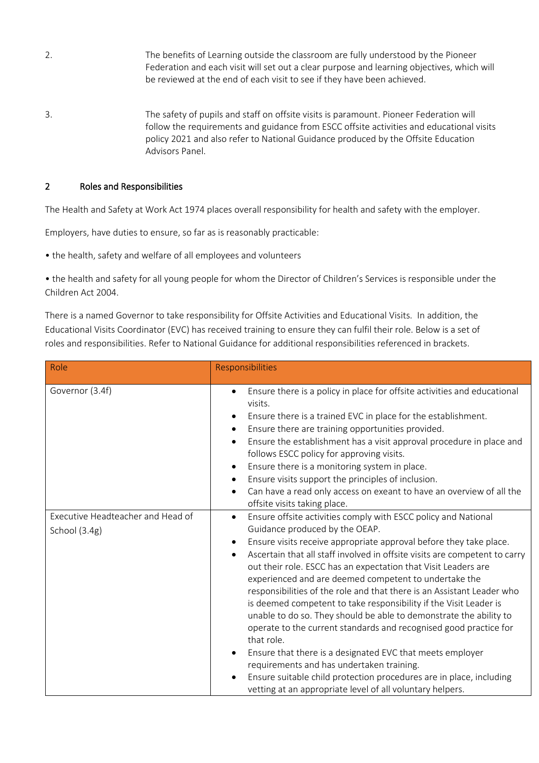2. The benefits of Learning outside the classroom are fully understood by the Pioneer Federation and each visit will set out a clear purpose and learning objectives, which will be reviewed at the end of each visit to see if they have been achieved.

3. The safety of pupils and staff on offsite visits is paramount. Pioneer Federation will follow the requirements and guidance from ESCC offsite activities and educational visits policy 2021 and also refer to National Guidance produced by the Offsite Education Advisors Panel.

## 2 Roles and Responsibilities

The Health and Safety at Work Act 1974 places overall responsibility for health and safety with the employer.

Employers, have duties to ensure, so far as is reasonably practicable:

• the health, safety and welfare of all employees and volunteers

• the health and safety for all young people for whom the Director of Children's Services is responsible under the Children Act 2004.

There is a named Governor to take responsibility for Offsite Activities and Educational Visits. In addition, the Educational Visits Coordinator (EVC) has received training to ensure they can fulfil their role. Below is a set of roles and responsibilities. Refer to National Guidance for additional responsibilities referenced in brackets.

| Role | Responsibilities |
|---|---|
| Governor (3.4f) | • Ensure there is a policy in place for offsite activities and educational visits.<br>• Ensure there is a trained EVC in place for the establishment.<br>• Ensure there are training opportunities provided.<br>• Ensure the establishment has a visit approval procedure in place and follows ESCC policy for approving visits.<br>• Ensure there is a monitoring system in place.<br>• Ensure visits support the principles of inclusion.<br>• Can have a read only access on exeant to have an overview of all the offsite visits taking place. |
| Executive Headteacher and Head of School (3.4g) | • Ensure offsite activities comply with ESCC policy and National Guidance produced by the OEAP.<br>• Ensure visits receive appropriate approval before they take place.<br>• Ascertain that all staff involved in offsite visits are competent to carry out their role. ESCC has an expectation that Visit Leaders are experienced and are deemed competent to undertake the responsibilities of the role and that there is an Assistant Leader who is deemed competent to take responsibility if the Visit Leader is unable to do so. They should be able to demonstrate the ability to operate to the current standards and recognised good practice for that role.<br>• Ensure that there is a designated EVC that meets employer requirements and has undertaken training.<br>• Ensure suitable child protection procedures are in place, including vetting at an appropriate level of all voluntary helpers. |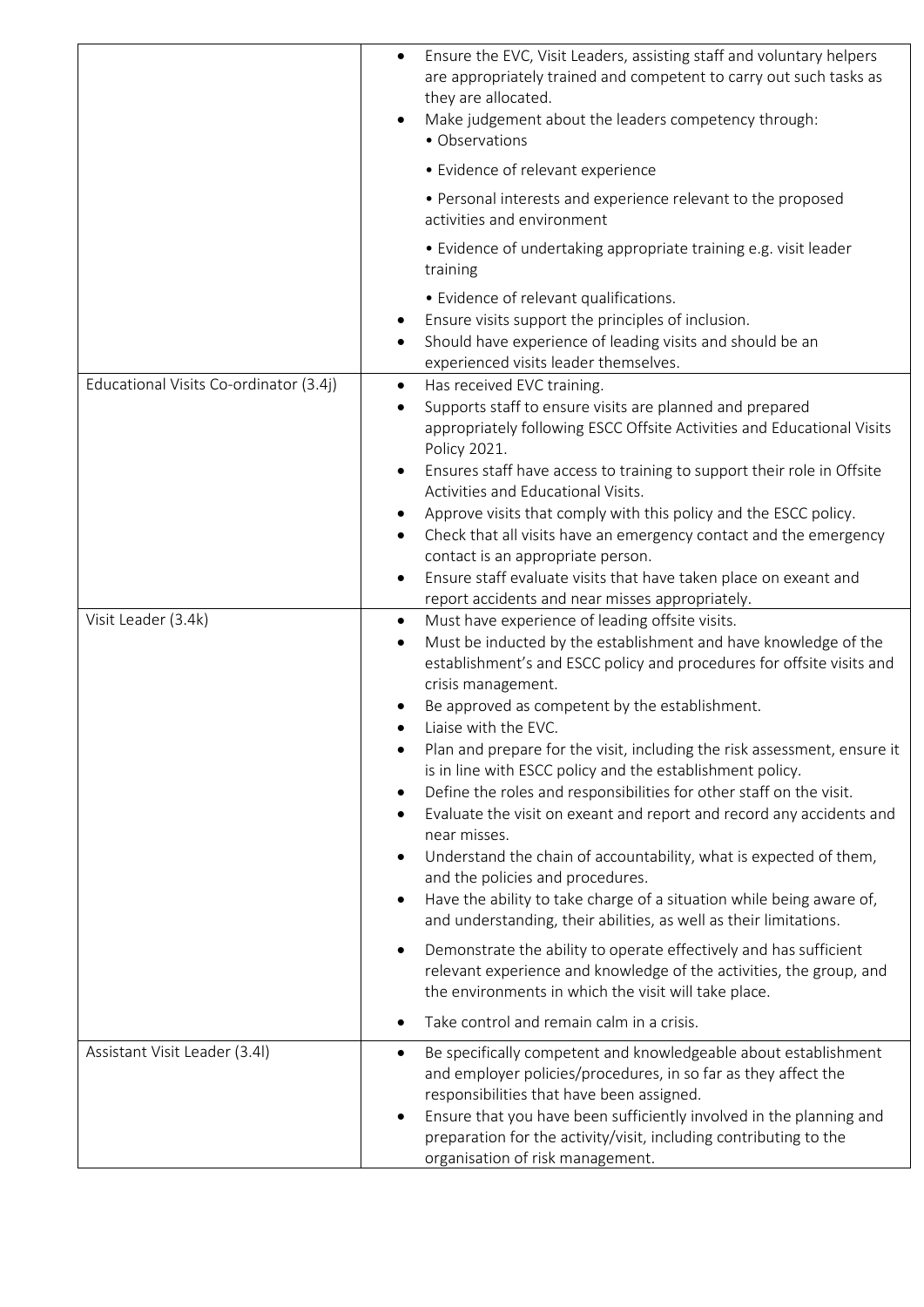| | |
|---|---|
| | • Ensure the EVC, Visit Leaders, assisting staff and voluntary helpers are appropriately trained and competent to carry out such tasks as they are allocated.<br>• Make judgement about the leaders competency through:<br>• Observations<br>• Evidence of relevant experience<br>• Personal interests and experience relevant to the proposed activities and environment<br>• Evidence of undertaking appropriate training e.g. visit leader training<br>• Evidence of relevant qualifications.<br>• Ensure visits support the principles of inclusion.<br>• Should have experience of leading visits and should be an experienced visits leader themselves. |
| Educational Visits Co-ordinator (3.4j) | • Has received EVC training.<br>• Supports staff to ensure visits are planned and prepared appropriately following ESCC Offsite Activities and Educational Visits Policy 2021.<br>• Ensures staff have access to training to support their role in Offsite Activities and Educational Visits.<br>• Approve visits that comply with this policy and the ESCC policy.<br>• Check that all visits have an emergency contact and the emergency contact is an appropriate person.<br>• Ensure staff evaluate visits that have taken place on exeant and report accidents and near misses appropriately. |
| Visit Leader (3.4k) | • Must have experience of leading offsite visits.<br>• Must be inducted by the establishment and have knowledge of the establishment's and ESCC policy and procedures for offsite visits and crisis management.<br>• Be approved as competent by the establishment.<br>• Liaise with the EVC.<br>• Plan and prepare for the visit, including the risk assessment, ensure it is in line with ESCC policy and the establishment policy.<br>• Define the roles and responsibilities for other staff on the visit.<br>• Evaluate the visit on exeant and report and record any accidents and near misses.<br>• Understand the chain of accountability, what is expected of them, and the policies and procedures.<br>• Have the ability to take charge of a situation while being aware of, and understanding, their abilities, as well as their limitations.<br>• Demonstrate the ability to operate effectively and has sufficient relevant experience and knowledge of the activities, the group, and the environments in which the visit will take place.<br>• Take control and remain calm in a crisis. |
| Assistant Visit Leader (3.4l) | • Be specifically competent and knowledgeable about establishment and employer policies/procedures, in so far as they affect the responsibilities that have been assigned.<br>• Ensure that you have been sufficiently involved in the planning and preparation for the activity/visit, including contributing to the organisation of risk management. |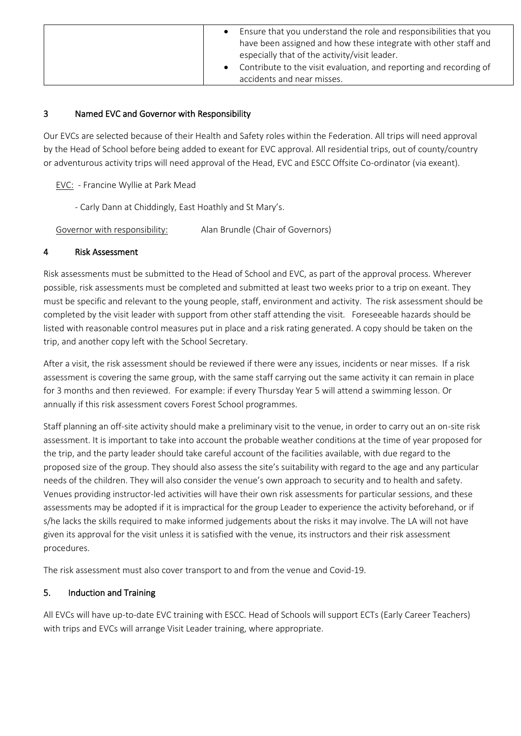| | |
|---|---|
| | • Ensure that you understand the role and responsibilities that you have been assigned and how these integrate with other staff and especially that of the activity/visit leader.<br>• Contribute to the visit evaluation, and reporting and recording of accidents and near misses. |

## 3 Named EVC and Governor with Responsibility

Our EVCs are selected because of their Health and Safety roles within the Federation. All trips will need approval by the Head of School before being added to exeant for EVC approval. All residential trips, out of county/country or adventurous activity trips will need approval of the Head, EVC and ESCC Offsite Co-ordinator (via exeant).

EVC: - Francine Wyllie at Park Mead

- Carly Dann at Chiddingly, East Hoathly and St Mary's.

Governor with responsibility: Alan Brundle (Chair of Governors)

## 4 Risk Assessment

Risk assessments must be submitted to the Head of School and EVC, as part of the approval process. Wherever possible, risk assessments must be completed and submitted at least two weeks prior to a trip on exeant. They must be specific and relevant to the young people, staff, environment and activity. The risk assessment should be completed by the visit leader with support from other staff attending the visit. Foreseeable hazards should be listed with reasonable control measures put in place and a risk rating generated. A copy should be taken on the trip, and another copy left with the School Secretary.

After a visit, the risk assessment should be reviewed if there were any issues, incidents or near misses. If a risk assessment is covering the same group, with the same staff carrying out the same activity it can remain in place for 3 months and then reviewed. For example: if every Thursday Year 5 will attend a swimming lesson. Or annually if this risk assessment covers Forest School programmes.

Staff planning an off-site activity should make a preliminary visit to the venue, in order to carry out an on-site risk assessment. It is important to take into account the probable weather conditions at the time of year proposed for the trip, and the party leader should take careful account of the facilities available, with due regard to the proposed size of the group. They should also assess the site's suitability with regard to the age and any particular needs of the children. They will also consider the venue's own approach to security and to health and safety. Venues providing instructor-led activities will have their own risk assessments for particular sessions, and these assessments may be adopted if it is impractical for the group Leader to experience the activity beforehand, or if s/he lacks the skills required to make informed judgements about the risks it may involve. The LA will not have given its approval for the visit unless it is satisfied with the venue, its instructors and their risk assessment procedures.

The risk assessment must also cover transport to and from the venue and Covid-19.

## 5. Induction and Training

All EVCs will have up-to-date EVC training with ESCC. Head of Schools will support ECTs (Early Career Teachers) with trips and EVCs will arrange Visit Leader training, where appropriate.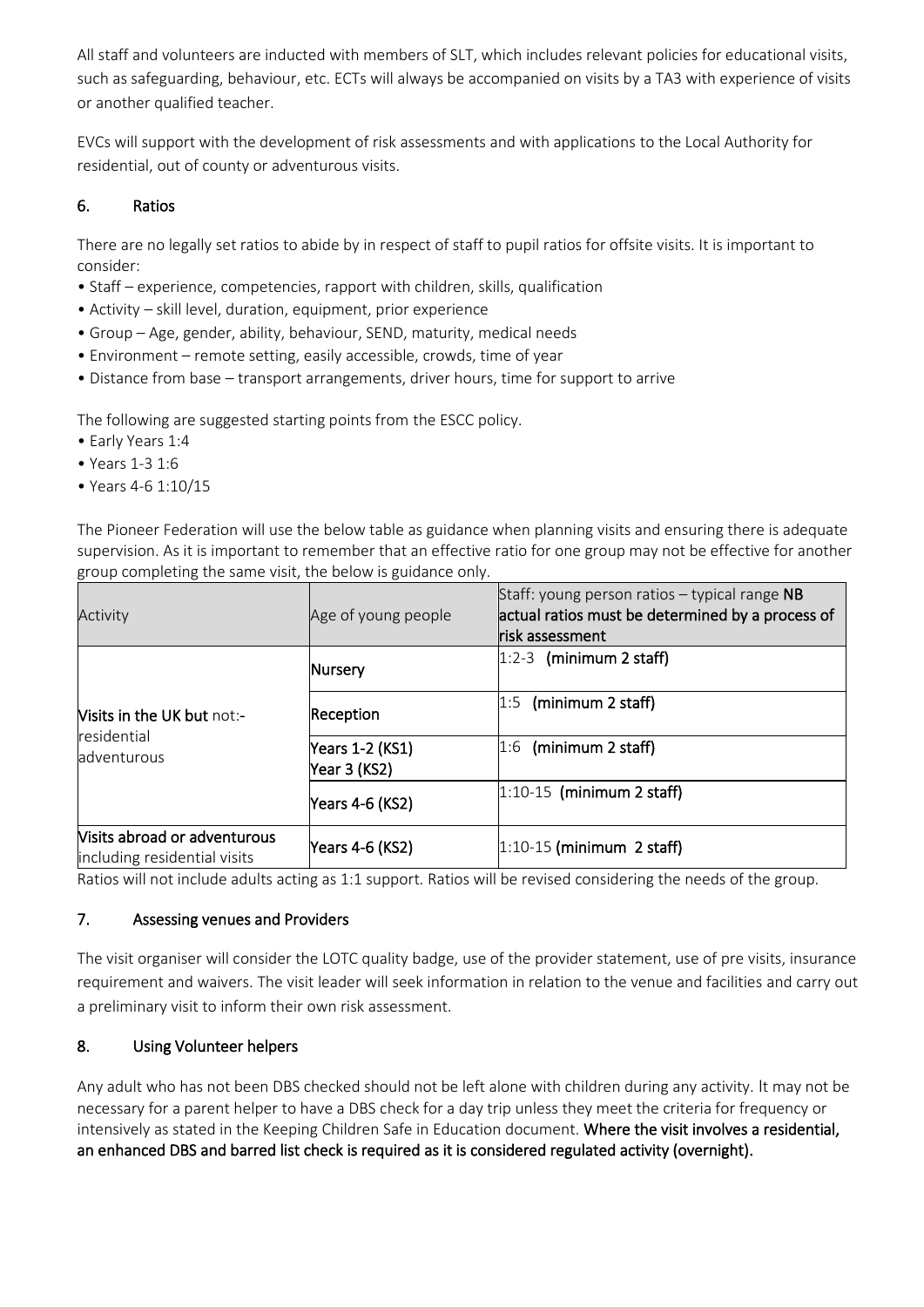All staff and volunteers are inducted with members of SLT, which includes relevant policies for educational visits, such as safeguarding, behaviour, etc. ECTs will always be accompanied on visits by a TA3 with experience of visits or another qualified teacher.

EVCs will support with the development of risk assessments and with applications to the Local Authority for residential, out of county or adventurous visits.

## 6. Ratios

There are no legally set ratios to abide by in respect of staff to pupil ratios for offsite visits. It is important to consider:

- Staff – experience, competencies, rapport with children, skills, qualification
- Activity – skill level, duration, equipment, prior experience
- Group – Age, gender, ability, behaviour, SEND, maturity, medical needs
- Environment – remote setting, easily accessible, crowds, time of year
- Distance from base – transport arrangements, driver hours, time for support to arrive

The following are suggested starting points from the ESCC policy.

- Early Years 1:4
- Years 1-3 1:6
- Years 4-6 1:10/15

The Pioneer Federation will use the below table as guidance when planning visits and ensuring there is adequate supervision. As it is important to remember that an effective ratio for one group may not be effective for another group completing the same visit, the below is guidance only.

| Activity | Age of young people | Staff: young person ratios – typical range **NB actual ratios must be determined by a process of risk assessment** |
|---|---|---|
| **Visits in the UK but** not:- residential adventurous | **Nursery** | 1:2-3 **(minimum 2 staff)** |
| | **Reception** | 1:5 **(minimum 2 staff)** |
| | **Years 1-2 (KS1) Year 3 (KS2)** | 1:6 **(minimum 2 staff)** |
| | **Years 4-6 (KS2)** | 1:10-15 **(minimum 2 staff)** |
| **Visits abroad or adventurous** including residential visits | **Years 4-6 (KS2)** | 1:10-15 **(minimum 2 staff)** |

Ratios will not include adults acting as 1:1 support. Ratios will be revised considering the needs of the group.

## 7. Assessing venues and Providers

The visit organiser will consider the LOTC quality badge, use of the provider statement, use of pre visits, insurance requirement and waivers. The visit leader will seek information in relation to the venue and facilities and carry out a preliminary visit to inform their own risk assessment.

## 8. Using Volunteer helpers

Any adult who has not been DBS checked should not be left alone with children during any activity. It may not be necessary for a parent helper to have a DBS check for a day trip unless they meet the criteria for frequency or intensively as stated in the Keeping Children Safe in Education document. **Where the visit involves a residential, an enhanced DBS and barred list check is required as it is considered regulated activity (overnight).**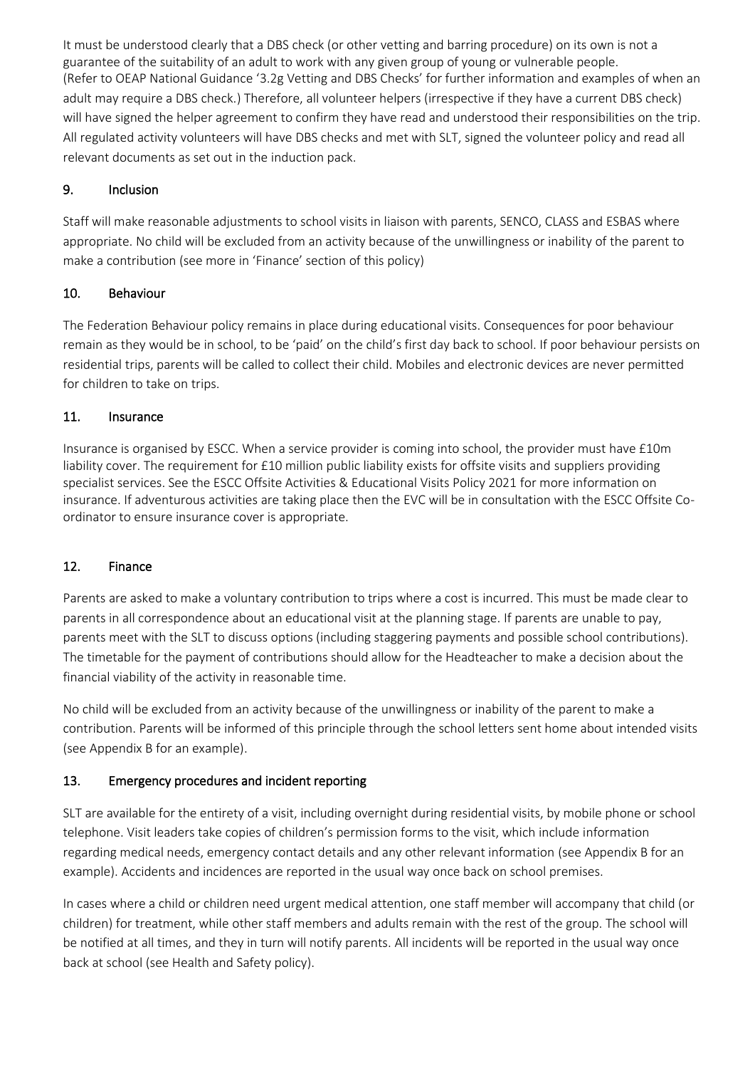It must be understood clearly that a DBS check (or other vetting and barring procedure) on its own is not a guarantee of the suitability of an adult to work with any given group of young or vulnerable people. (Refer to OEAP National Guidance '3.2g Vetting and DBS Checks' for further information and examples of when an adult may require a DBS check.) Therefore, all volunteer helpers (irrespective if they have a current DBS check) will have signed the helper agreement to confirm they have read and understood their responsibilities on the trip. All regulated activity volunteers will have DBS checks and met with SLT, signed the volunteer policy and read all relevant documents as set out in the induction pack.

## 9. Inclusion

Staff will make reasonable adjustments to school visits in liaison with parents, SENCO, CLASS and ESBAS where appropriate. No child will be excluded from an activity because of the unwillingness or inability of the parent to make a contribution (see more in 'Finance' section of this policy)

## 10. Behaviour

The Federation Behaviour policy remains in place during educational visits. Consequences for poor behaviour remain as they would be in school, to be 'paid' on the child's first day back to school. If poor behaviour persists on residential trips, parents will be called to collect their child. Mobiles and electronic devices are never permitted for children to take on trips.

## 11. Insurance

Insurance is organised by ESCC. When a service provider is coming into school, the provider must have £10m liability cover. The requirement for £10 million public liability exists for offsite visits and suppliers providing specialist services. See the ESCC Offsite Activities & Educational Visits Policy 2021 for more information on insurance. If adventurous activities are taking place then the EVC will be in consultation with the ESCC Offsite Co-ordinator to ensure insurance cover is appropriate.

## 12. Finance

Parents are asked to make a voluntary contribution to trips where a cost is incurred. This must be made clear to parents in all correspondence about an educational visit at the planning stage. If parents are unable to pay, parents meet with the SLT to discuss options (including staggering payments and possible school contributions). The timetable for the payment of contributions should allow for the Headteacher to make a decision about the financial viability of the activity in reasonable time.

No child will be excluded from an activity because of the unwillingness or inability of the parent to make a contribution. Parents will be informed of this principle through the school letters sent home about intended visits (see Appendix B for an example).

## 13. Emergency procedures and incident reporting

SLT are available for the entirety of a visit, including overnight during residential visits, by mobile phone or school telephone. Visit leaders take copies of children's permission forms to the visit, which include information regarding medical needs, emergency contact details and any other relevant information (see Appendix B for an example). Accidents and incidences are reported in the usual way once back on school premises.

In cases where a child or children need urgent medical attention, one staff member will accompany that child (or children) for treatment, while other staff members and adults remain with the rest of the group. The school will be notified at all times, and they in turn will notify parents. All incidents will be reported in the usual way once back at school (see Health and Safety policy).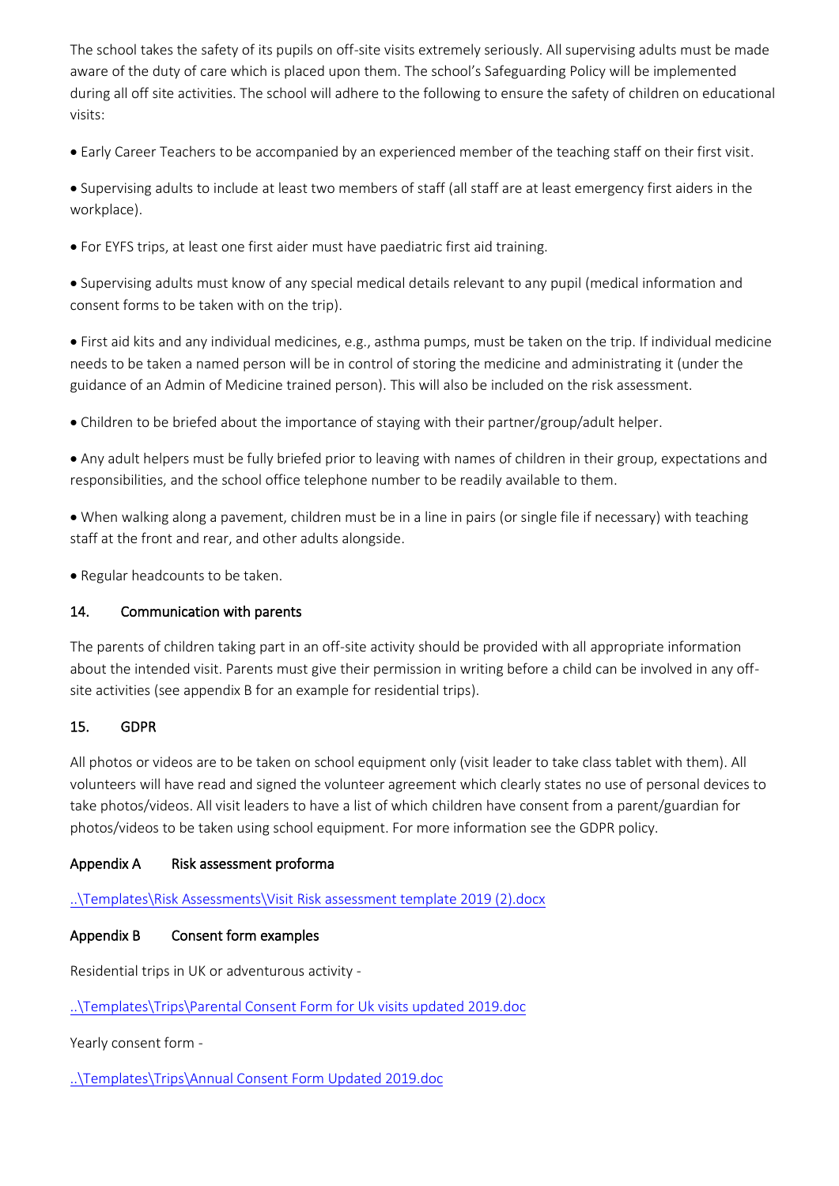The school takes the safety of its pupils on off-site visits extremely seriously. All supervising adults must be made aware of the duty of care which is placed upon them. The school's Safeguarding Policy will be implemented during all off site activities. The school will adhere to the following to ensure the safety of children on educational visits:

- Early Career Teachers to be accompanied by an experienced member of the teaching staff on their first visit.
- Supervising adults to include at least two members of staff (all staff are at least emergency first aiders in the workplace).
- For EYFS trips, at least one first aider must have paediatric first aid training.
- Supervising adults must know of any special medical details relevant to any pupil (medical information and consent forms to be taken with on the trip).
- First aid kits and any individual medicines, e.g., asthma pumps, must be taken on the trip. If individual medicine needs to be taken a named person will be in control of storing the medicine and administrating it (under the guidance of an Admin of Medicine trained person). This will also be included on the risk assessment.
- Children to be briefed about the importance of staying with their partner/group/adult helper.
- Any adult helpers must be fully briefed prior to leaving with names of children in their group, expectations and responsibilities, and the school office telephone number to be readily available to them.
- When walking along a pavement, children must be in a line in pairs (or single file if necessary) with teaching staff at the front and rear, and other adults alongside.
- Regular headcounts to be taken.

## 14. Communication with parents

The parents of children taking part in an off-site activity should be provided with all appropriate information about the intended visit. Parents must give their permission in writing before a child can be involved in any off-site activities (see appendix B for an example for residential trips).

## 15. GDPR

All photos or videos are to be taken on school equipment only (visit leader to take class tablet with them). All volunteers will have read and signed the volunteer agreement which clearly states no use of personal devices to take photos/videos. All visit leaders to have a list of which children have consent from a parent/guardian for photos/videos to be taken using school equipment. For more information see the GDPR policy.

## Appendix A Risk assessment proforma

..\Templates\Risk Assessments\Visit Risk assessment template 2019 (2).docx

## Appendix B Consent form examples

Residential trips in UK or adventurous activity -

..\Templates\Trips\Parental Consent Form for Uk visits updated 2019.doc

Yearly consent form -

..\Templates\Trips\Annual Consent Form Updated 2019.doc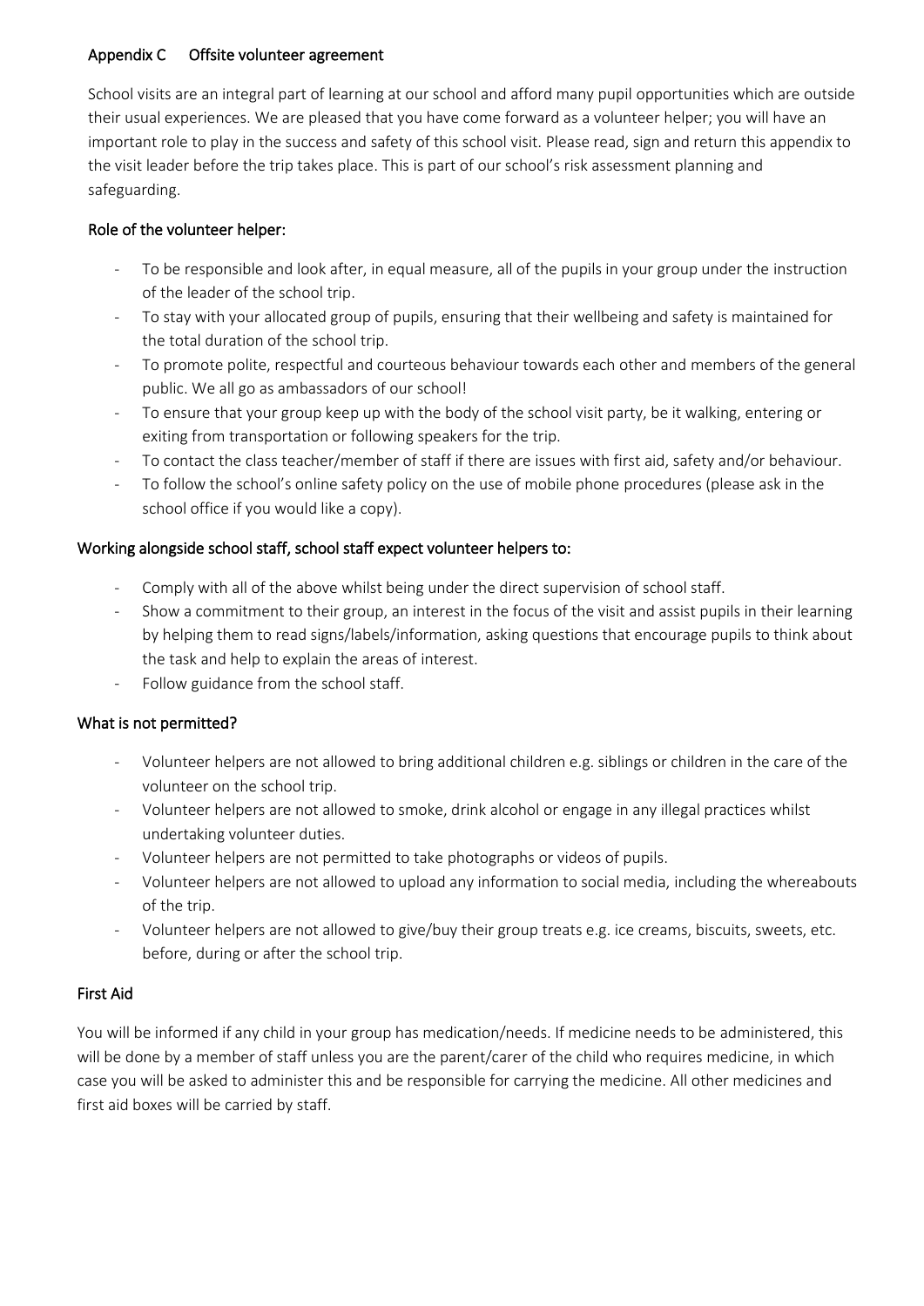## Appendix C Offsite volunteer agreement

School visits are an integral part of learning at our school and afford many pupil opportunities which are outside their usual experiences. We are pleased that you have come forward as a volunteer helper; you will have an important role to play in the success and safety of this school visit. Please read, sign and return this appendix to the visit leader before the trip takes place. This is part of our school's risk assessment planning and safeguarding.

### Role of the volunteer helper:

- To be responsible and look after, in equal measure, all of the pupils in your group under the instruction of the leader of the school trip.
- To stay with your allocated group of pupils, ensuring that their wellbeing and safety is maintained for the total duration of the school trip.
- To promote polite, respectful and courteous behaviour towards each other and members of the general public. We all go as ambassadors of our school!
- To ensure that your group keep up with the body of the school visit party, be it walking, entering or exiting from transportation or following speakers for the trip.
- To contact the class teacher/member of staff if there are issues with first aid, safety and/or behaviour.
- To follow the school's online safety policy on the use of mobile phone procedures (please ask in the school office if you would like a copy).

### Working alongside school staff, school staff expect volunteer helpers to:

- Comply with all of the above whilst being under the direct supervision of school staff.
- Show a commitment to their group, an interest in the focus of the visit and assist pupils in their learning by helping them to read signs/labels/information, asking questions that encourage pupils to think about the task and help to explain the areas of interest.
- Follow guidance from the school staff.

### What is not permitted?

- Volunteer helpers are not allowed to bring additional children e.g. siblings or children in the care of the volunteer on the school trip.
- Volunteer helpers are not allowed to smoke, drink alcohol or engage in any illegal practices whilst undertaking volunteer duties.
- Volunteer helpers are not permitted to take photographs or videos of pupils.
- Volunteer helpers are not allowed to upload any information to social media, including the whereabouts of the trip.
- Volunteer helpers are not allowed to give/buy their group treats e.g. ice creams, biscuits, sweets, etc. before, during or after the school trip.

### First Aid

You will be informed if any child in your group has medication/needs. If medicine needs to be administered, this will be done by a member of staff unless you are the parent/carer of the child who requires medicine, in which case you will be asked to administer this and be responsible for carrying the medicine. All other medicines and first aid boxes will be carried by staff.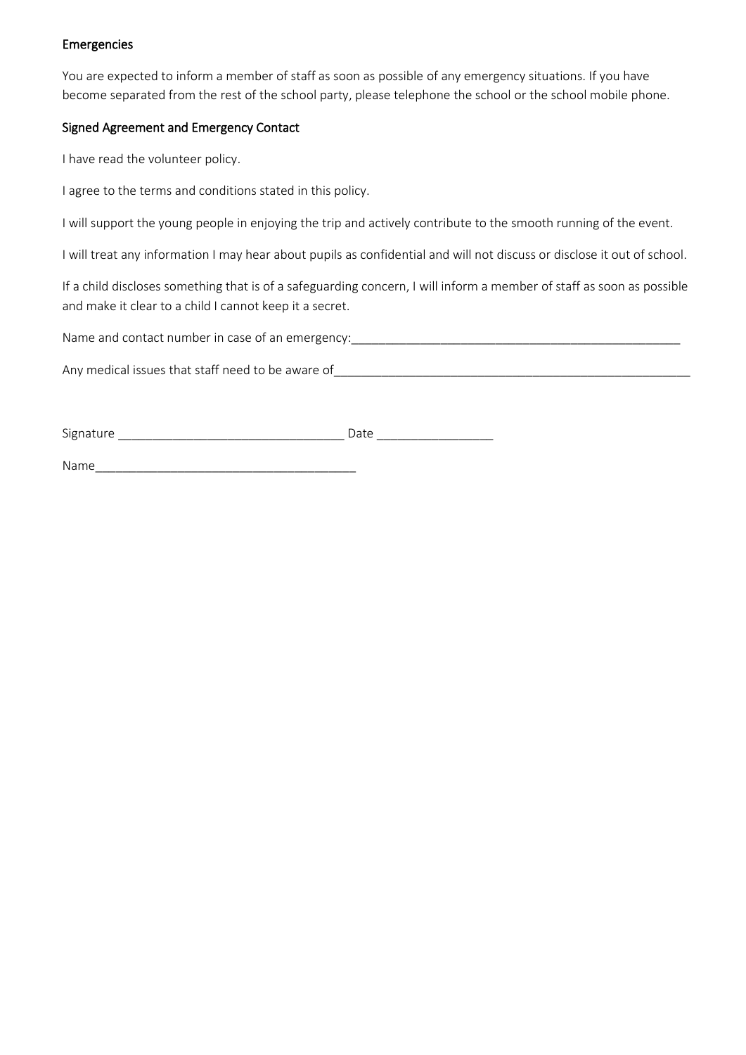### Emergencies

You are expected to inform a member of staff as soon as possible of any emergency situations. If you have become separated from the rest of the school party, please telephone the school or the school mobile phone.

### Signed Agreement and Emergency Contact

I have read the volunteer policy.

I agree to the terms and conditions stated in this policy.

I will support the young people in enjoying the trip and actively contribute to the smooth running of the event.

I will treat any information I may hear about pupils as confidential and will not discuss or disclose it out of school.

If a child discloses something that is of a safeguarding concern, I will inform a member of staff as soon as possible and make it clear to a child I cannot keep it a secret.

Name and contact number in case of an emergency:__________________________________________________

Any medical issues that staff need to be aware of______________________________________________________

Signature _________________________________ Date _________________

Name_______________________________________